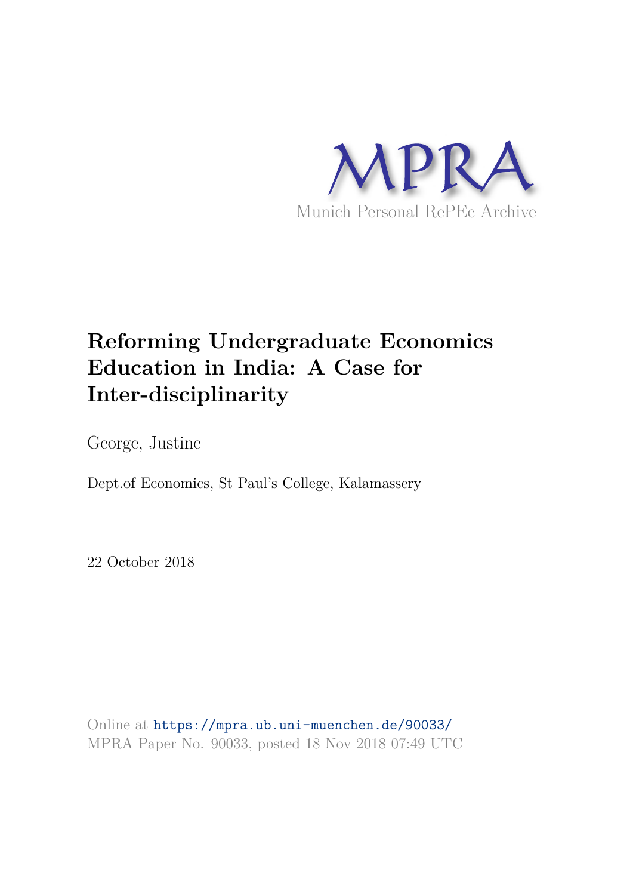MPRA

Munich Personal RePEc Archive

# Reforming Undergraduate Economics Education in India: A Case for Inter-disciplinarity

George, Justine

Dept.of Economics, St Paul's College, Kalamassery

22 October 2018

Online at https://mpra.ub.uni-muenchen.de/90033/
MPRA Paper No. 90033, posted 18 Nov 2018 07:49 UTC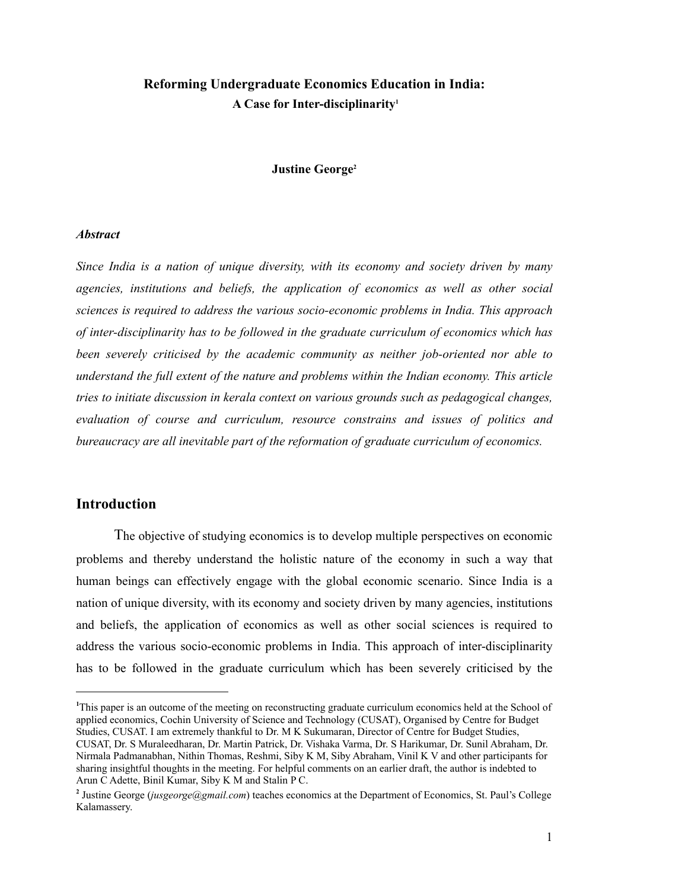**Reforming Undergraduate Economics Education in India:**
**A Case for Inter-disciplinarity**[1]

**Justine George**[2]

***Abstract***

*Since India is a nation of unique diversity, with its economy and society driven by many agencies, institutions and beliefs, the application of economics as well as other social sciences is required to address the various socio-economic problems in India. This approach of inter-disciplinarity has to be followed in the graduate curriculum of economics which has been severely criticised by the academic community as neither job-oriented nor able to understand the full extent of the nature and problems within the Indian economy. This article tries to initiate discussion in kerala context on various grounds such as pedagogical changes, evaluation of course and curriculum, resource constrains and issues of politics and bureaucracy are all inevitable part of the reformation of graduate curriculum of economics.*

## Introduction

The objective of studying economics is to develop multiple perspectives on economic problems and thereby understand the holistic nature of the economy in such a way that human beings can effectively engage with the global economic scenario. Since India is a nation of unique diversity, with its economy and society driven by many agencies, institutions and beliefs, the application of economics as well as other social sciences is required to address the various socio-economic problems in India. This approach of inter-disciplinarity has to be followed in the graduate curriculum which has been severely criticised by the

---

[1] This paper is an outcome of the meeting on reconstructing graduate curriculum economics held at the School of applied economics, Cochin University of Science and Technology (CUSAT), Organised by Centre for Budget Studies, CUSAT. I am extremely thankful to Dr. M K Sukumaran, Director of Centre for Budget Studies, CUSAT, Dr. S Muraleedharan, Dr. Martin Patrick, Dr. Vishaka Varma, Dr. S Harikumar, Dr. Sunil Abraham, Dr. Nirmala Padmanabhan, Nithin Thomas, Reshmi, Siby K M, Siby Abraham, Vinil K V and other participants for sharing insightful thoughts in the meeting. For helpful comments on an earlier draft, the author is indebted to Arun C Adette, Binil Kumar, Siby K M and Stalin P C.

[2] Justine George (*jusgeorge@gmail.com*) teaches economics at the Department of Economics, St. Paul's College Kalamassery.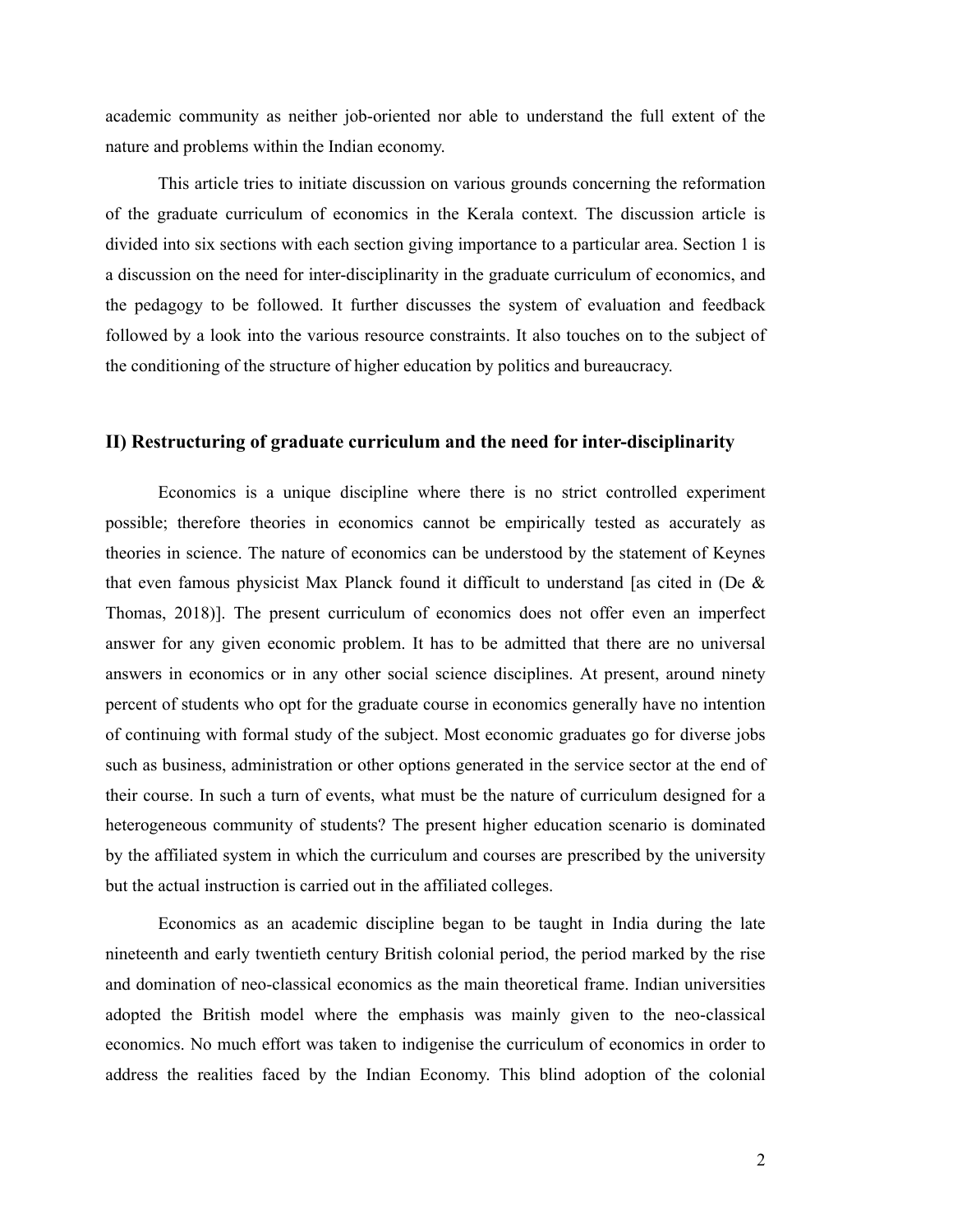academic community as neither job-oriented nor able to understand the full extent of the nature and problems within the Indian economy.

This article tries to initiate discussion on various grounds concerning the reformation of the graduate curriculum of economics in the Kerala context. The discussion article is divided into six sections with each section giving importance to a particular area. Section 1 is a discussion on the need for inter-disciplinarity in the graduate curriculum of economics, and the pedagogy to be followed. It further discusses the system of evaluation and feedback followed by a look into the various resource constraints. It also touches on to the subject of the conditioning of the structure of higher education by politics and bureaucracy.

## II) Restructuring of graduate curriculum and the need for inter-disciplinarity

Economics is a unique discipline where there is no strict controlled experiment possible; therefore theories in economics cannot be empirically tested as accurately as theories in science. The nature of economics can be understood by the statement of Keynes that even famous physicist Max Planck found it difficult to understand [as cited in (De & Thomas, 2018)]. The present curriculum of economics does not offer even an imperfect answer for any given economic problem. It has to be admitted that there are no universal answers in economics or in any other social science disciplines. At present, around ninety percent of students who opt for the graduate course in economics generally have no intention of continuing with formal study of the subject. Most economic graduates go for diverse jobs such as business, administration or other options generated in the service sector at the end of their course. In such a turn of events, what must be the nature of curriculum designed for a heterogeneous community of students? The present higher education scenario is dominated by the affiliated system in which the curriculum and courses are prescribed by the university but the actual instruction is carried out in the affiliated colleges.

Economics as an academic discipline began to be taught in India during the late nineteenth and early twentieth century British colonial period, the period marked by the rise and domination of neo-classical economics as the main theoretical frame. Indian universities adopted the British model where the emphasis was mainly given to the neo-classical economics. No much effort was taken to indigenise the curriculum of economics in order to address the realities faced by the Indian Economy. This blind adoption of the colonial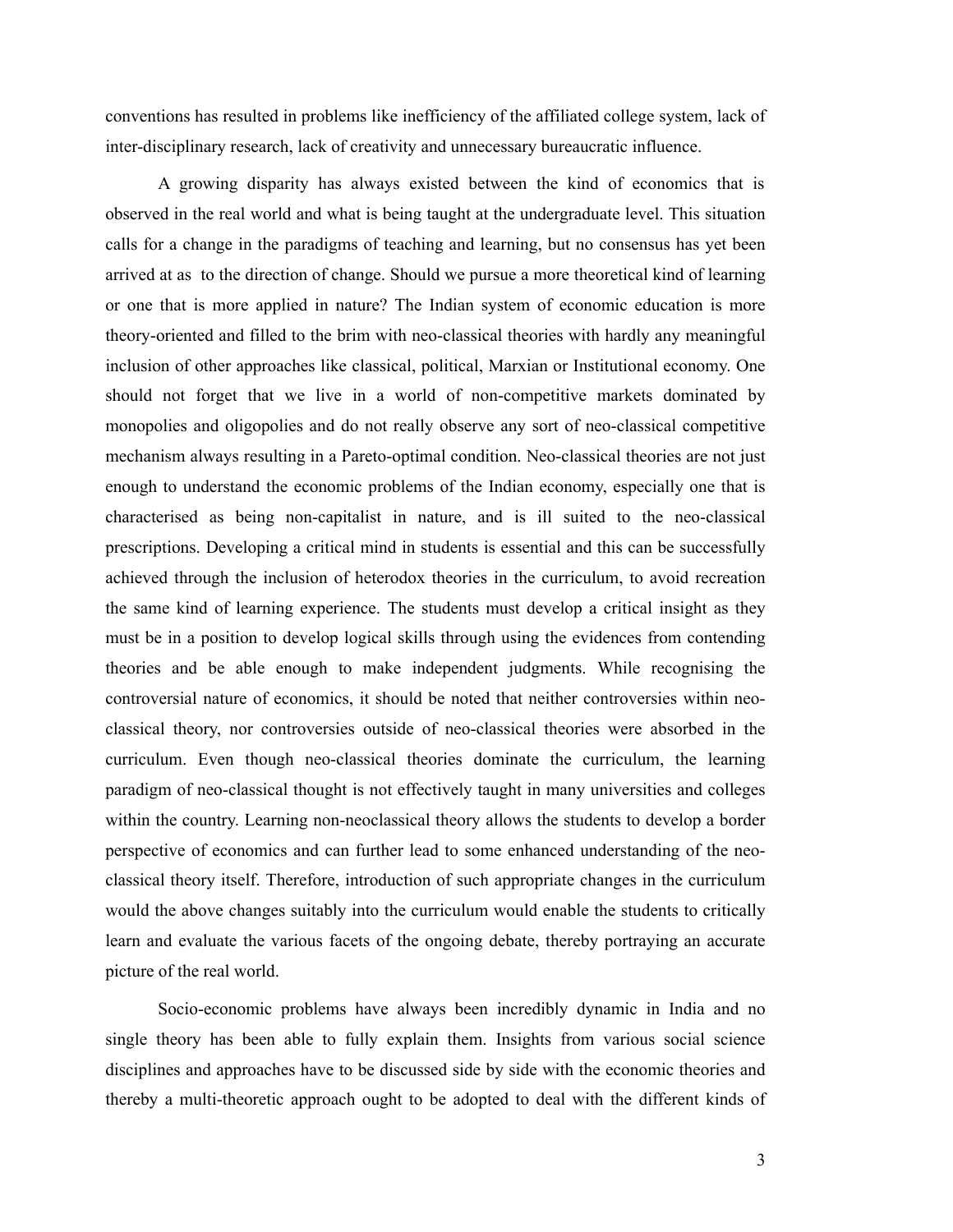conventions has resulted in problems like inefficiency of the affiliated college system, lack of inter-disciplinary research, lack of creativity and unnecessary bureaucratic influence.

A growing disparity has always existed between the kind of economics that is observed in the real world and what is being taught at the undergraduate level. This situation calls for a change in the paradigms of teaching and learning, but no consensus has yet been arrived at as to the direction of change. Should we pursue a more theoretical kind of learning or one that is more applied in nature? The Indian system of economic education is more theory-oriented and filled to the brim with neo-classical theories with hardly any meaningful inclusion of other approaches like classical, political, Marxian or Institutional economy. One should not forget that we live in a world of non-competitive markets dominated by monopolies and oligopolies and do not really observe any sort of neo-classical competitive mechanism always resulting in a Pareto-optimal condition. Neo-classical theories are not just enough to understand the economic problems of the Indian economy, especially one that is characterised as being non-capitalist in nature, and is ill suited to the neo-classical prescriptions. Developing a critical mind in students is essential and this can be successfully achieved through the inclusion of heterodox theories in the curriculum, to avoid recreation the same kind of learning experience. The students must develop a critical insight as they must be in a position to develop logical skills through using the evidences from contending theories and be able enough to make independent judgments. While recognising the controversial nature of economics, it should be noted that neither controversies within neo-classical theory, nor controversies outside of neo-classical theories were absorbed in the curriculum. Even though neo-classical theories dominate the curriculum, the learning paradigm of neo-classical thought is not effectively taught in many universities and colleges within the country. Learning non-neoclassical theory allows the students to develop a border perspective of economics and can further lead to some enhanced understanding of the neo-classical theory itself. Therefore, introduction of such appropriate changes in the curriculum would the above changes suitably into the curriculum would enable the students to critically learn and evaluate the various facets of the ongoing debate, thereby portraying an accurate picture of the real world.

Socio-economic problems have always been incredibly dynamic in India and no single theory has been able to fully explain them. Insights from various social science disciplines and approaches have to be discussed side by side with the economic theories and thereby a multi-theoretic approach ought to be adopted to deal with the different kinds of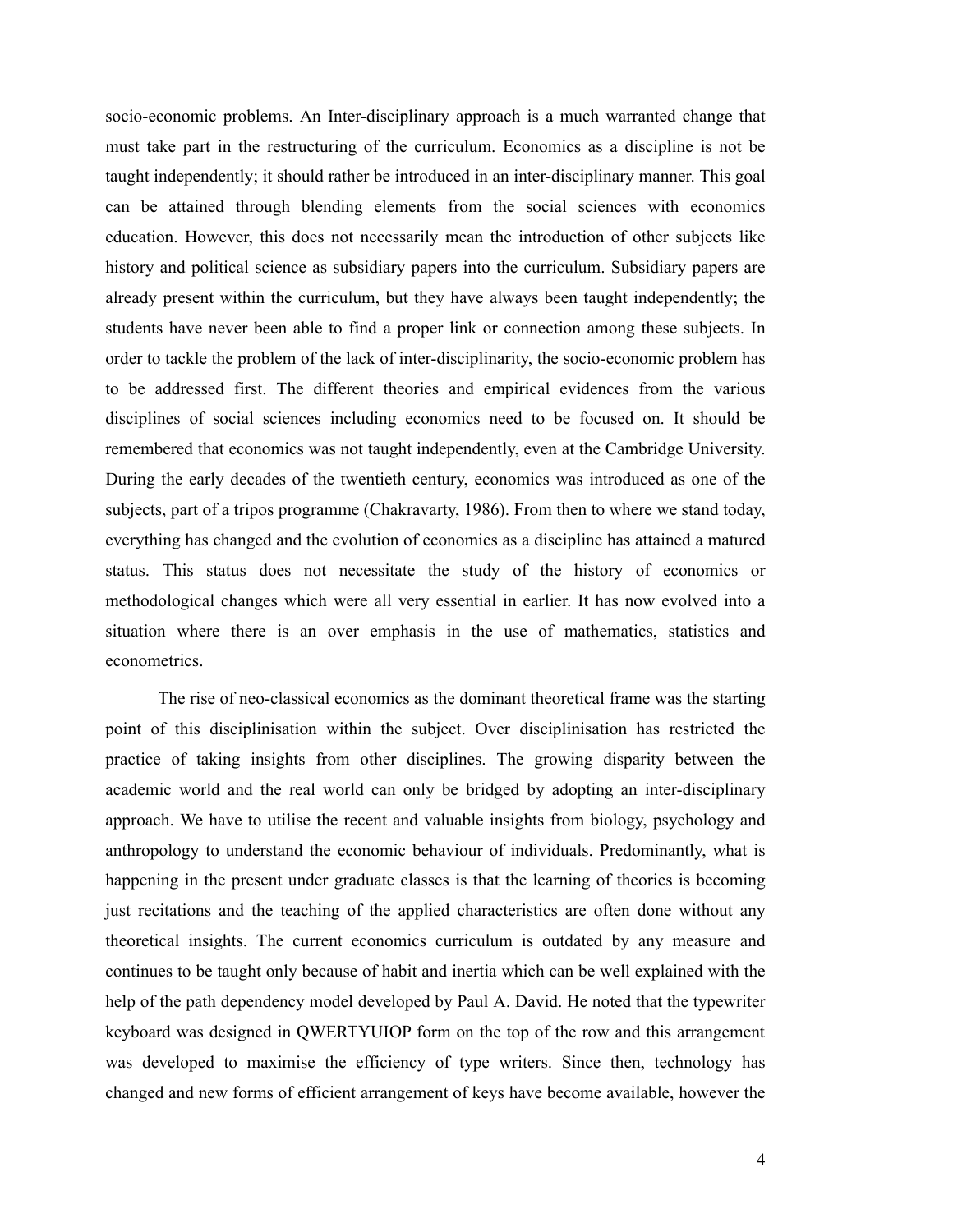socio-economic problems. An Inter-disciplinary approach is a much warranted change that must take part in the restructuring of the curriculum. Economics as a discipline is not be taught independently; it should rather be introduced in an inter-disciplinary manner. This goal can be attained through blending elements from the social sciences with economics education. However, this does not necessarily mean the introduction of other subjects like history and political science as subsidiary papers into the curriculum. Subsidiary papers are already present within the curriculum, but they have always been taught independently; the students have never been able to find a proper link or connection among these subjects. In order to tackle the problem of the lack of inter-disciplinarity, the socio-economic problem has to be addressed first. The different theories and empirical evidences from the various disciplines of social sciences including economics need to be focused on. It should be remembered that economics was not taught independently, even at the Cambridge University. During the early decades of the twentieth century, economics was introduced as one of the subjects, part of a tripos programme (Chakravarty, 1986). From then to where we stand today, everything has changed and the evolution of economics as a discipline has attained a matured status. This status does not necessitate the study of the history of economics or methodological changes which were all very essential in earlier. It has now evolved into a situation where there is an over emphasis in the use of mathematics, statistics and econometrics.

The rise of neo-classical economics as the dominant theoretical frame was the starting point of this disciplinisation within the subject. Over disciplinisation has restricted the practice of taking insights from other disciplines. The growing disparity between the academic world and the real world can only be bridged by adopting an inter-disciplinary approach. We have to utilise the recent and valuable insights from biology, psychology and anthropology to understand the economic behaviour of individuals. Predominantly, what is happening in the present under graduate classes is that the learning of theories is becoming just recitations and the teaching of the applied characteristics are often done without any theoretical insights. The current economics curriculum is outdated by any measure and continues to be taught only because of habit and inertia which can be well explained with the help of the path dependency model developed by Paul A. David. He noted that the typewriter keyboard was designed in QWERTYUIOP form on the top of the row and this arrangement was developed to maximise the efficiency of type writers. Since then, technology has changed and new forms of efficient arrangement of keys have become available, however the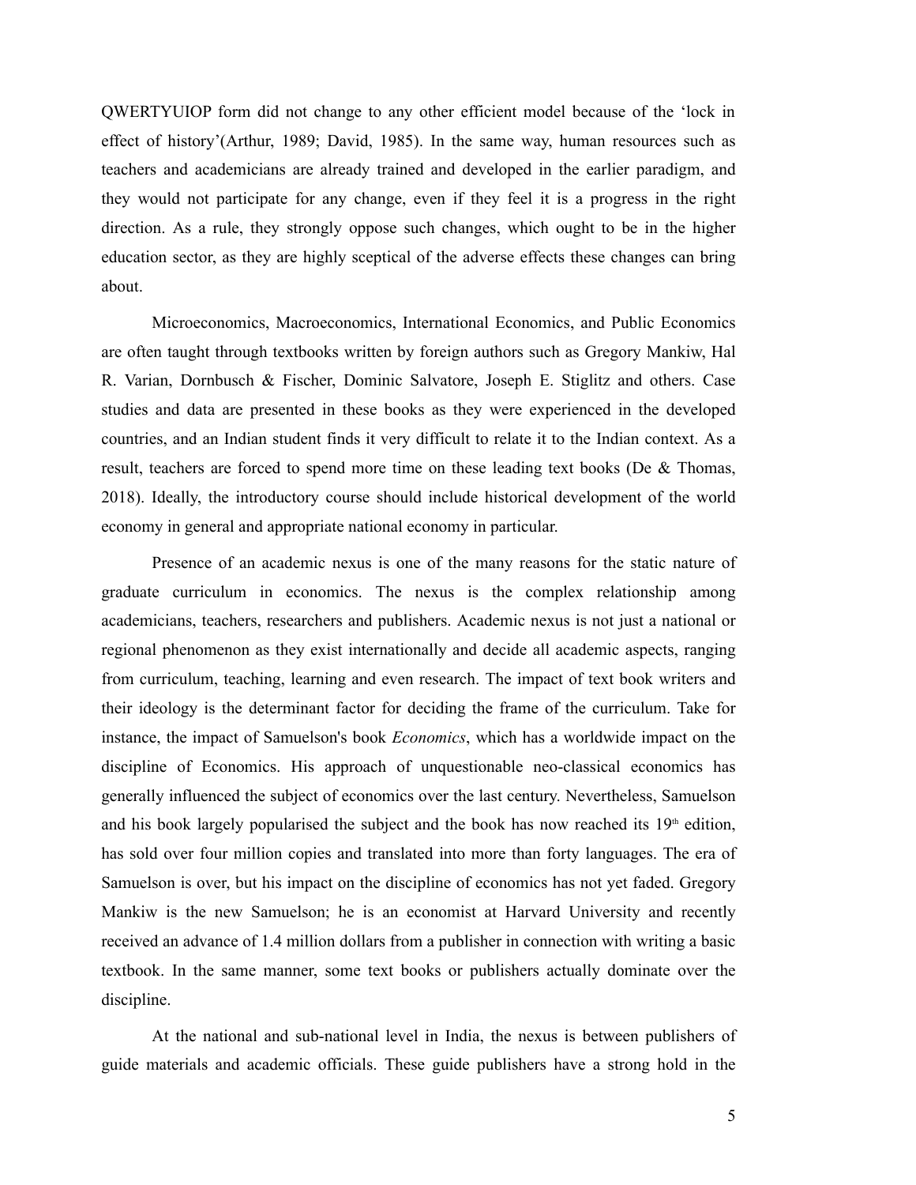QWERTYUIOP form did not change to any other efficient model because of the 'lock in effect of history'(Arthur, 1989; David, 1985). In the same way, human resources such as teachers and academicians are already trained and developed in the earlier paradigm, and they would not participate for any change, even if they feel it is a progress in the right direction. As a rule, they strongly oppose such changes, which ought to be in the higher education sector, as they are highly sceptical of the adverse effects these changes can bring about.

Microeconomics, Macroeconomics, International Economics, and Public Economics are often taught through textbooks written by foreign authors such as Gregory Mankiw, Hal R. Varian, Dornbusch & Fischer, Dominic Salvatore, Joseph E. Stiglitz and others. Case studies and data are presented in these books as they were experienced in the developed countries, and an Indian student finds it very difficult to relate it to the Indian context. As a result, teachers are forced to spend more time on these leading text books (De & Thomas, 2018). Ideally, the introductory course should include historical development of the world economy in general and appropriate national economy in particular.

Presence of an academic nexus is one of the many reasons for the static nature of graduate curriculum in economics. The nexus is the complex relationship among academicians, teachers, researchers and publishers. Academic nexus is not just a national or regional phenomenon as they exist internationally and decide all academic aspects, ranging from curriculum, teaching, learning and even research. The impact of text book writers and their ideology is the determinant factor for deciding the frame of the curriculum. Take for instance, the impact of Samuelson's book *Economics*, which has a worldwide impact on the discipline of Economics. His approach of unquestionable neo-classical economics has generally influenced the subject of economics over the last century. Nevertheless, Samuelson and his book largely popularised the subject and the book has now reached its 19th edition, has sold over four million copies and translated into more than forty languages. The era of Samuelson is over, but his impact on the discipline of economics has not yet faded. Gregory Mankiw is the new Samuelson; he is an economist at Harvard University and recently received an advance of 1.4 million dollars from a publisher in connection with writing a basic textbook. In the same manner, some text books or publishers actually dominate over the discipline.

At the national and sub-national level in India, the nexus is between publishers of guide materials and academic officials. These guide publishers have a strong hold in the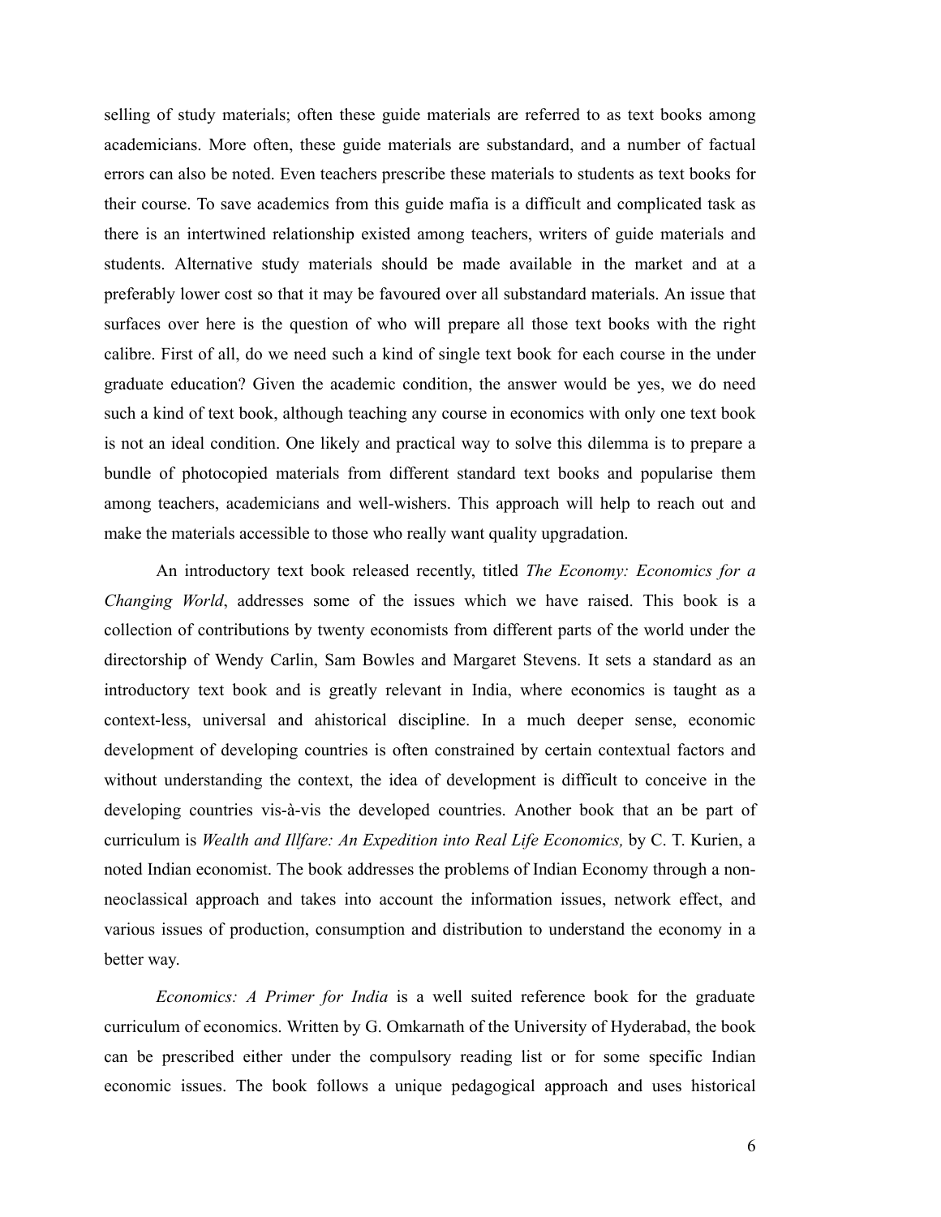selling of study materials; often these guide materials are referred to as text books among academicians. More often, these guide materials are substandard, and a number of factual errors can also be noted. Even teachers prescribe these materials to students as text books for their course. To save academics from this guide mafia is a difficult and complicated task as there is an intertwined relationship existed among teachers, writers of guide materials and students. Alternative study materials should be made available in the market and at a preferably lower cost so that it may be favoured over all substandard materials. An issue that surfaces over here is the question of who will prepare all those text books with the right calibre. First of all, do we need such a kind of single text book for each course in the under graduate education? Given the academic condition, the answer would be yes, we do need such a kind of text book, although teaching any course in economics with only one text book is not an ideal condition. One likely and practical way to solve this dilemma is to prepare a bundle of photocopied materials from different standard text books and popularise them among teachers, academicians and well-wishers. This approach will help to reach out and make the materials accessible to those who really want quality upgradation.

An introductory text book released recently, titled *The Economy: Economics for a Changing World*, addresses some of the issues which we have raised. This book is a collection of contributions by twenty economists from different parts of the world under the directorship of Wendy Carlin, Sam Bowles and Margaret Stevens. It sets a standard as an introductory text book and is greatly relevant in India, where economics is taught as a context-less, universal and ahistorical discipline. In a much deeper sense, economic development of developing countries is often constrained by certain contextual factors and without understanding the context, the idea of development is difficult to conceive in the developing countries vis-à-vis the developed countries. Another book that an be part of curriculum is *Wealth and Illfare: An Expedition into Real Life Economics,* by C. T. Kurien, a noted Indian economist. The book addresses the problems of Indian Economy through a non-neoclassical approach and takes into account the information issues, network effect, and various issues of production, consumption and distribution to understand the economy in a better way.

*Economics: A Primer for India* is a well suited reference book for the graduate curriculum of economics. Written by G. Omkarnath of the University of Hyderabad, the book can be prescribed either under the compulsory reading list or for some specific Indian economic issues. The book follows a unique pedagogical approach and uses historical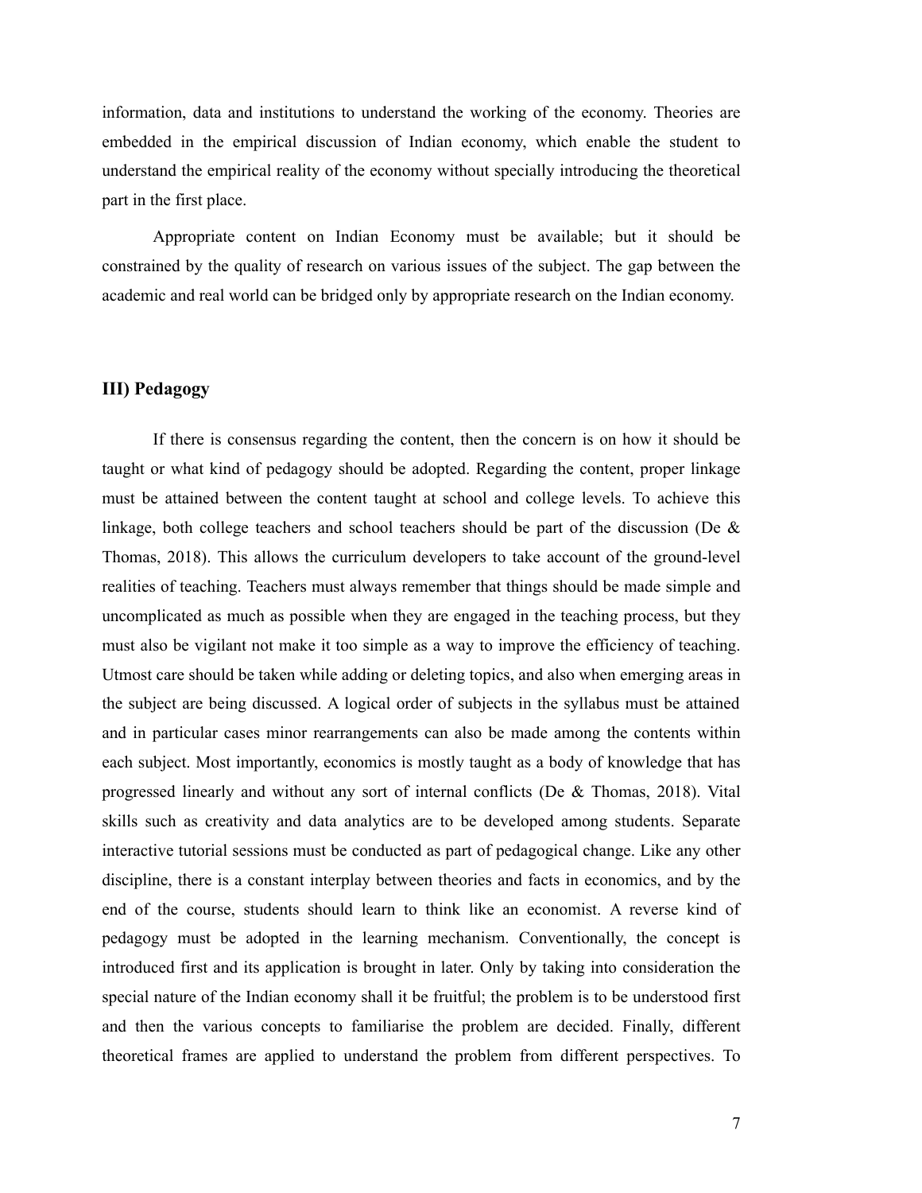information, data and institutions to understand the working of the economy. Theories are embedded in the empirical discussion of Indian economy, which enable the student to understand the empirical reality of the economy without specially introducing the theoretical part in the first place.

Appropriate content on Indian Economy must be available; but it should be constrained by the quality of research on various issues of the subject. The gap between the academic and real world can be bridged only by appropriate research on the Indian economy.

### III) Pedagogy

If there is consensus regarding the content, then the concern is on how it should be taught or what kind of pedagogy should be adopted. Regarding the content, proper linkage must be attained between the content taught at school and college levels. To achieve this linkage, both college teachers and school teachers should be part of the discussion (De & Thomas, 2018). This allows the curriculum developers to take account of the ground-level realities of teaching. Teachers must always remember that things should be made simple and uncomplicated as much as possible when they are engaged in the teaching process, but they must also be vigilant not make it too simple as a way to improve the efficiency of teaching. Utmost care should be taken while adding or deleting topics, and also when emerging areas in the subject are being discussed. A logical order of subjects in the syllabus must be attained and in particular cases minor rearrangements can also be made among the contents within each subject. Most importantly, economics is mostly taught as a body of knowledge that has progressed linearly and without any sort of internal conflicts (De & Thomas, 2018). Vital skills such as creativity and data analytics are to be developed among students. Separate interactive tutorial sessions must be conducted as part of pedagogical change. Like any other discipline, there is a constant interplay between theories and facts in economics, and by the end of the course, students should learn to think like an economist. A reverse kind of pedagogy must be adopted in the learning mechanism. Conventionally, the concept is introduced first and its application is brought in later. Only by taking into consideration the special nature of the Indian economy shall it be fruitful; the problem is to be understood first and then the various concepts to familiarise the problem are decided. Finally, different theoretical frames are applied to understand the problem from different perspectives. To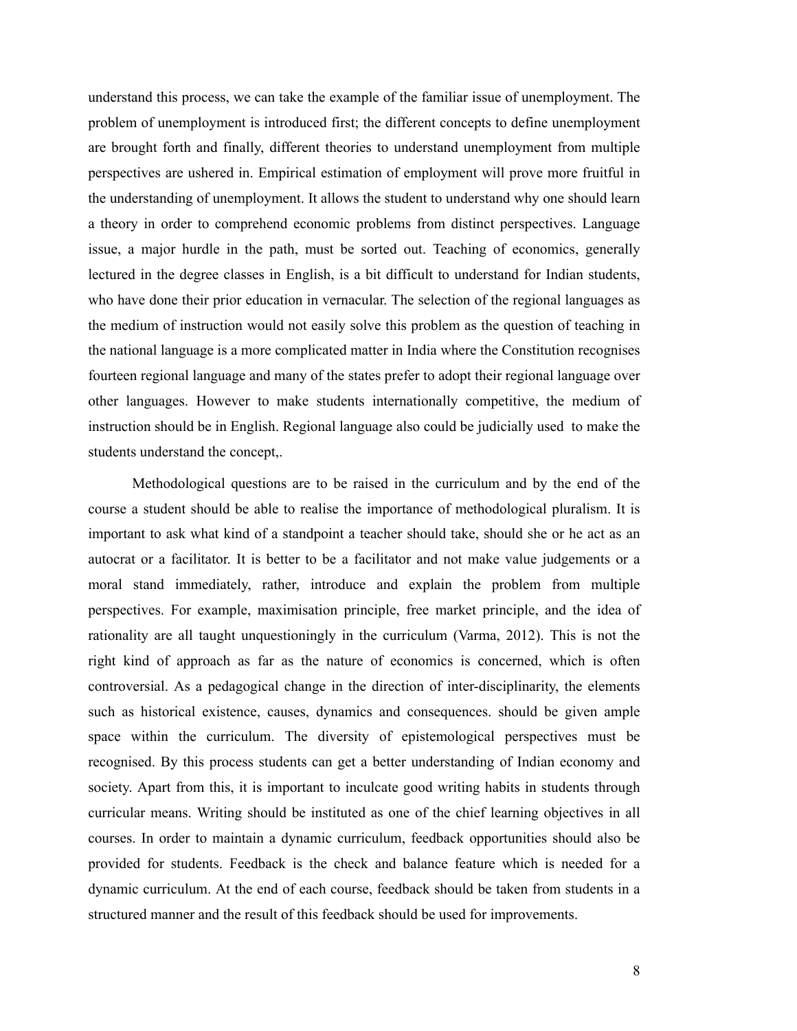understand this process, we can take the example of the familiar issue of unemployment. The problem of unemployment is introduced first; the different concepts to define unemployment are brought forth and finally, different theories to understand unemployment from multiple perspectives are ushered in. Empirical estimation of employment will prove more fruitful in the understanding of unemployment. It allows the student to understand why one should learn a theory in order to comprehend economic problems from distinct perspectives. Language issue, a major hurdle in the path, must be sorted out. Teaching of economics, generally lectured in the degree classes in English, is a bit difficult to understand for Indian students, who have done their prior education in vernacular. The selection of the regional languages as the medium of instruction would not easily solve this problem as the question of teaching in the national language is a more complicated matter in India where the Constitution recognises fourteen regional language and many of the states prefer to adopt their regional language over other languages. However to make students internationally competitive, the medium of instruction should be in English. Regional language also could be judicially used to make the students understand the concept,.

Methodological questions are to be raised in the curriculum and by the end of the course a student should be able to realise the importance of methodological pluralism. It is important to ask what kind of a standpoint a teacher should take, should she or he act as an autocrat or a facilitator. It is better to be a facilitator and not make value judgements or a moral stand immediately, rather, introduce and explain the problem from multiple perspectives. For example, maximisation principle, free market principle, and the idea of rationality are all taught unquestioningly in the curriculum (Varma, 2012). This is not the right kind of approach as far as the nature of economics is concerned, which is often controversial. As a pedagogical change in the direction of inter-disciplinarity, the elements such as historical existence, causes, dynamics and consequences. should be given ample space within the curriculum. The diversity of epistemological perspectives must be recognised. By this process students can get a better understanding of Indian economy and society. Apart from this, it is important to inculcate good writing habits in students through curricular means. Writing should be instituted as one of the chief learning objectives in all courses. In order to maintain a dynamic curriculum, feedback opportunities should also be provided for students. Feedback is the check and balance feature which is needed for a dynamic curriculum. At the end of each course, feedback should be taken from students in a structured manner and the result of this feedback should be used for improvements.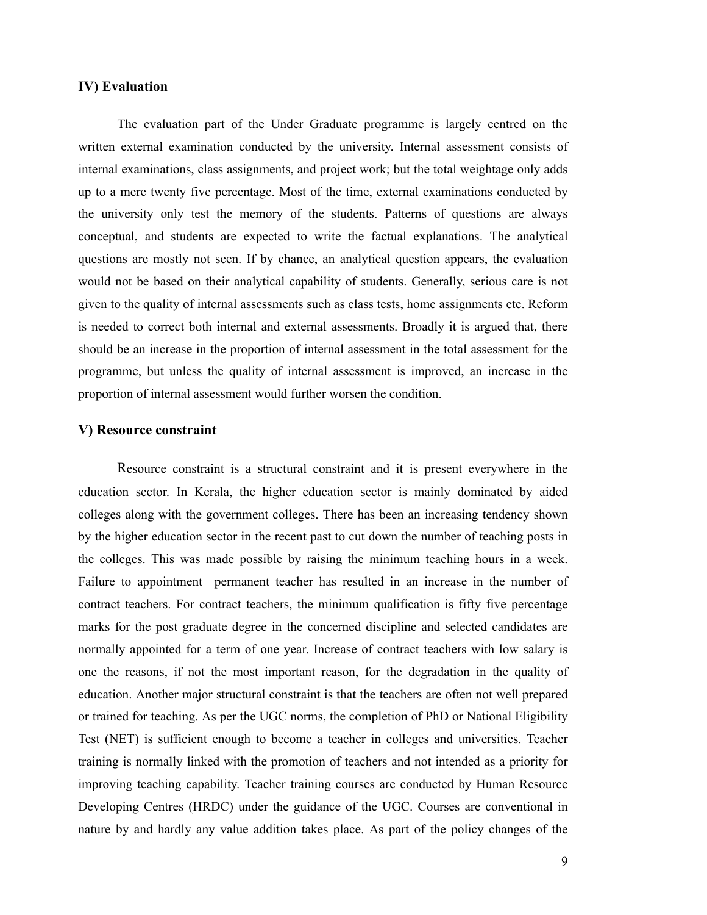### IV) Evaluation

The evaluation part of the Under Graduate programme is largely centred on the written external examination conducted by the university. Internal assessment consists of internal examinations, class assignments, and project work; but the total weightage only adds up to a mere twenty five percentage. Most of the time, external examinations conducted by the university only test the memory of the students. Patterns of questions are always conceptual, and students are expected to write the factual explanations. The analytical questions are mostly not seen. If by chance, an analytical question appears, the evaluation would not be based on their analytical capability of students. Generally, serious care is not given to the quality of internal assessments such as class tests, home assignments etc. Reform is needed to correct both internal and external assessments. Broadly it is argued that, there should be an increase in the proportion of internal assessment in the total assessment for the programme, but unless the quality of internal assessment is improved, an increase in the proportion of internal assessment would further worsen the condition.

### V) Resource constraint

Resource constraint is a structural constraint and it is present everywhere in the education sector. In Kerala, the higher education sector is mainly dominated by aided colleges along with the government colleges. There has been an increasing tendency shown by the higher education sector in the recent past to cut down the number of teaching posts in the colleges. This was made possible by raising the minimum teaching hours in a week. Failure to appointment permanent teacher has resulted in an increase in the number of contract teachers. For contract teachers, the minimum qualification is fifty five percentage marks for the post graduate degree in the concerned discipline and selected candidates are normally appointed for a term of one year. Increase of contract teachers with low salary is one the reasons, if not the most important reason, for the degradation in the quality of education. Another major structural constraint is that the teachers are often not well prepared or trained for teaching. As per the UGC norms, the completion of PhD or National Eligibility Test (NET) is sufficient enough to become a teacher in colleges and universities. Teacher training is normally linked with the promotion of teachers and not intended as a priority for improving teaching capability. Teacher training courses are conducted by Human Resource Developing Centres (HRDC) under the guidance of the UGC. Courses are conventional in nature by and hardly any value addition takes place. As part of the policy changes of the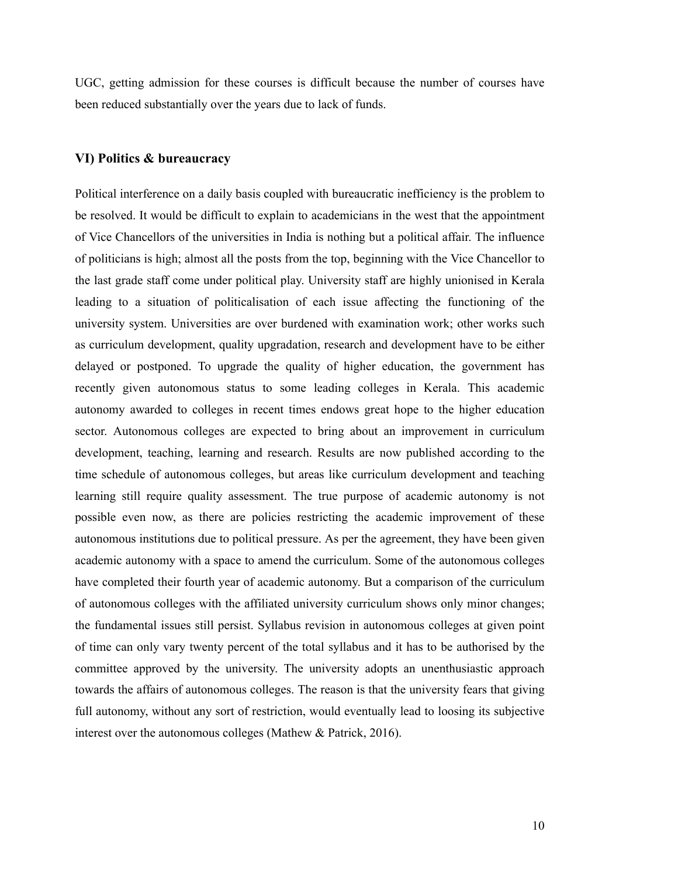UGC, getting admission for these courses is difficult because the number of courses have been reduced substantially over the years due to lack of funds.

### VI) Politics & bureaucracy

Political interference on a daily basis coupled with bureaucratic inefficiency is the problem to be resolved. It would be difficult to explain to academicians in the west that the appointment of Vice Chancellors of the universities in India is nothing but a political affair. The influence of politicians is high; almost all the posts from the top, beginning with the Vice Chancellor to the last grade staff come under political play. University staff are highly unionised in Kerala leading to a situation of politicalisation of each issue affecting the functioning of the university system. Universities are over burdened with examination work; other works such as curriculum development, quality upgradation, research and development have to be either delayed or postponed. To upgrade the quality of higher education, the government has recently given autonomous status to some leading colleges in Kerala. This academic autonomy awarded to colleges in recent times endows great hope to the higher education sector. Autonomous colleges are expected to bring about an improvement in curriculum development, teaching, learning and research. Results are now published according to the time schedule of autonomous colleges, but areas like curriculum development and teaching learning still require quality assessment. The true purpose of academic autonomy is not possible even now, as there are policies restricting the academic improvement of these autonomous institutions due to political pressure. As per the agreement, they have been given academic autonomy with a space to amend the curriculum. Some of the autonomous colleges have completed their fourth year of academic autonomy. But a comparison of the curriculum of autonomous colleges with the affiliated university curriculum shows only minor changes; the fundamental issues still persist. Syllabus revision in autonomous colleges at given point of time can only vary twenty percent of the total syllabus and it has to be authorised by the committee approved by the university. The university adopts an unenthusiastic approach towards the affairs of autonomous colleges. The reason is that the university fears that giving full autonomy, without any sort of restriction, would eventually lead to loosing its subjective interest over the autonomous colleges (Mathew & Patrick, 2016).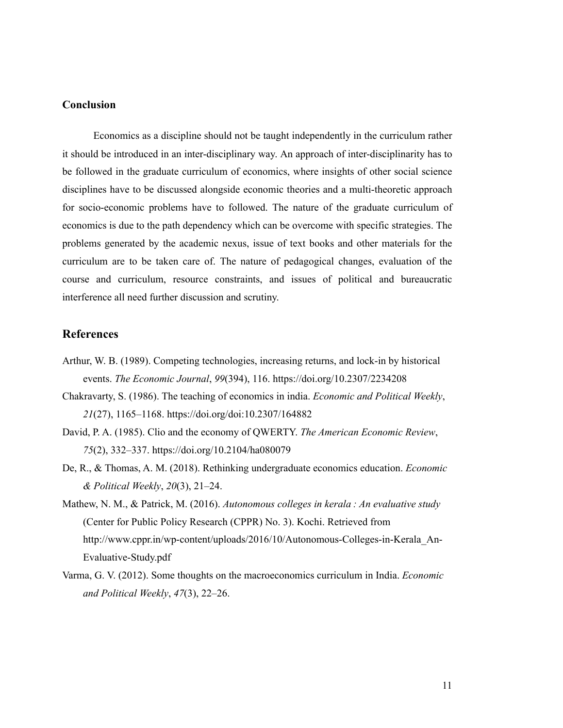## Conclusion

Economics as a discipline should not be taught independently in the curriculum rather it should be introduced in an inter-disciplinary way. An approach of inter-disciplinarity has to be followed in the graduate curriculum of economics, where insights of other social science disciplines have to be discussed alongside economic theories and a multi-theoretic approach for socio-economic problems have to followed. The nature of the graduate curriculum of economics is due to the path dependency which can be overcome with specific strategies. The problems generated by the academic nexus, issue of text books and other materials for the curriculum are to be taken care of. The nature of pedagogical changes, evaluation of the course and curriculum, resource constraints, and issues of political and bureaucratic interference all need further discussion and scrutiny.

## References

Arthur, W. B. (1989). Competing technologies, increasing returns, and lock-in by historical events. *The Economic Journal*, *99*(394), 116. https://doi.org/10.2307/2234208

Chakravarty, S. (1986). The teaching of economics in india. *Economic and Political Weekly*, *21*(27), 1165–1168. https://doi.org/doi:10.2307/164882

David, P. A. (1985). Clio and the economy of QWERTY. *The American Economic Review*, *75*(2), 332–337. https://doi.org/10.2104/ha080079

De, R., & Thomas, A. M. (2018). Rethinking undergraduate economics education. *Economic & Political Weekly*, *20*(3), 21–24.

Mathew, N. M., & Patrick, M. (2016). *Autonomous colleges in kerala : An evaluative study* (Center for Public Policy Research (CPPR) No. 3). Kochi. Retrieved from http://www.cppr.in/wp-content/uploads/2016/10/Autonomous-Colleges-in-Kerala_An-Evaluative-Study.pdf

Varma, G. V. (2012). Some thoughts on the macroeconomics curriculum in India. *Economic and Political Weekly*, *47*(3), 22–26.